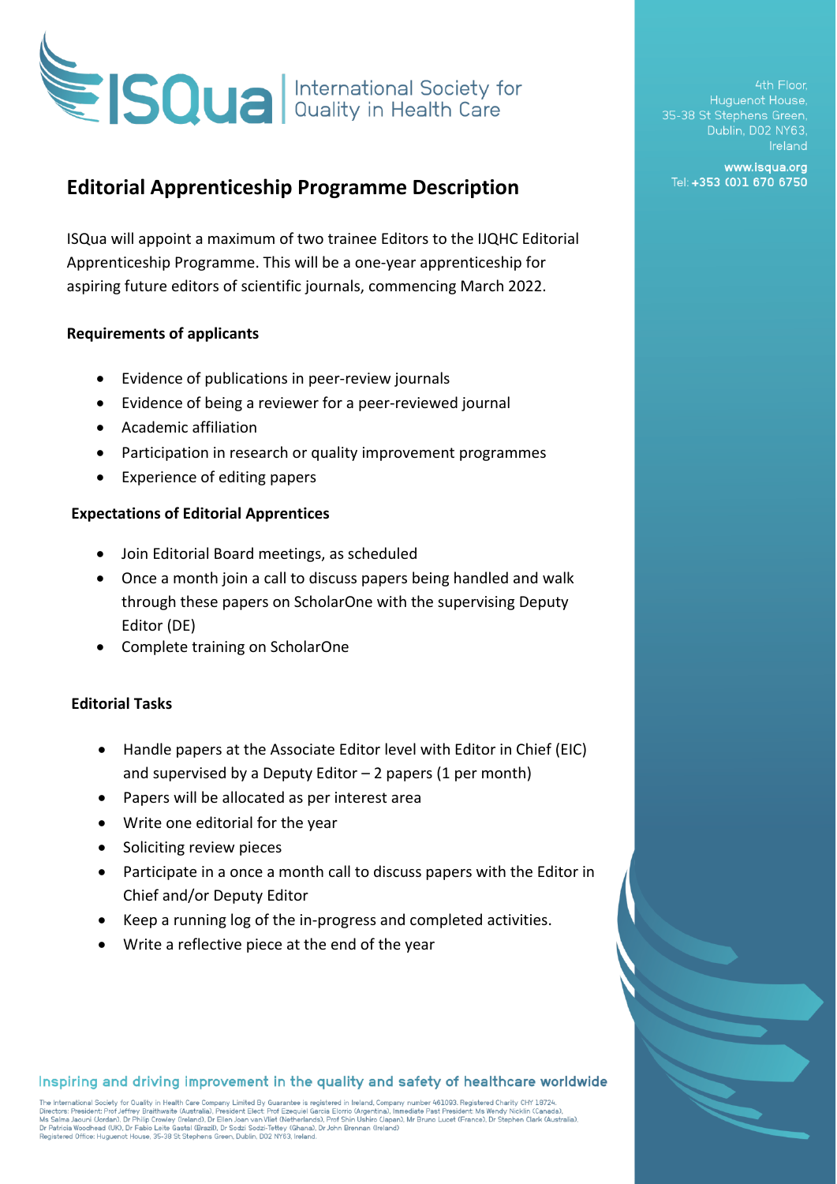ISQua International Society for Quality in Health Care

4th Floor, Huguenot House, 35-38 St Stephens Green, Dublin, D02 NY63, Ireland

www.isqua.org
Tel: +353 (0)1 670 6750

# Editorial Apprenticeship Programme Description

ISQua will appoint a maximum of two trainee Editors to the IJQHC Editorial Apprenticeship Programme. This will be a one-year apprenticeship for aspiring future editors of scientific journals, commencing March 2022.

## Requirements of applicants

- Evidence of publications in peer-review journals
- Evidence of being a reviewer for a peer-reviewed journal
- Academic affiliation
- Participation in research or quality improvement programmes
- Experience of editing papers

## Expectations of Editorial Apprentices

- Join Editorial Board meetings, as scheduled
- Once a month join a call to discuss papers being handled and walk through these papers on ScholarOne with the supervising Deputy Editor (DE)
- Complete training on ScholarOne

## Editorial Tasks

- Handle papers at the Associate Editor level with Editor in Chief (EIC) and supervised by a Deputy Editor – 2 papers (1 per month)
- Papers will be allocated as per interest area
- Write one editorial for the year
- Soliciting review pieces
- Participate in a once a month call to discuss papers with the Editor in Chief and/or Deputy Editor
- Keep a running log of the in-progress and completed activities.
- Write a reflective piece at the end of the year

Inspiring and driving improvement in the quality and safety of healthcare worldwide

The International Society for Quality in Health Care Company Limited By Guarantee is registered in Ireland, Company number 461093. Registered Charity CHY 18724.
Directors: President: Prof Jeffrey Braithwaite (Australia), President Elect: Prof Ezequiel Garcia Elorrio (Argentina), Immediate Past President: Ms Wendy Nicklin (Canada), Ms Salma Jaouni (Jordan), Dr Philip Crowley (Ireland), Dr Ellen Joan van Vliet (Netherlands), Prof Shin Ushiro (Japan), Mr Bruno Lucet (France), Dr Stephen Clark (Australia), Dr Patricia Woodhead (UK), Dr Fabio Leite Gastal (Brazil), Dr Sodzi Sodzi-Tettey (Ghana), Dr John Brennan (Ireland)
Registered Office: Huguenot House, 35-38 St Stephens Green, Dublin, D02 NY63, Ireland.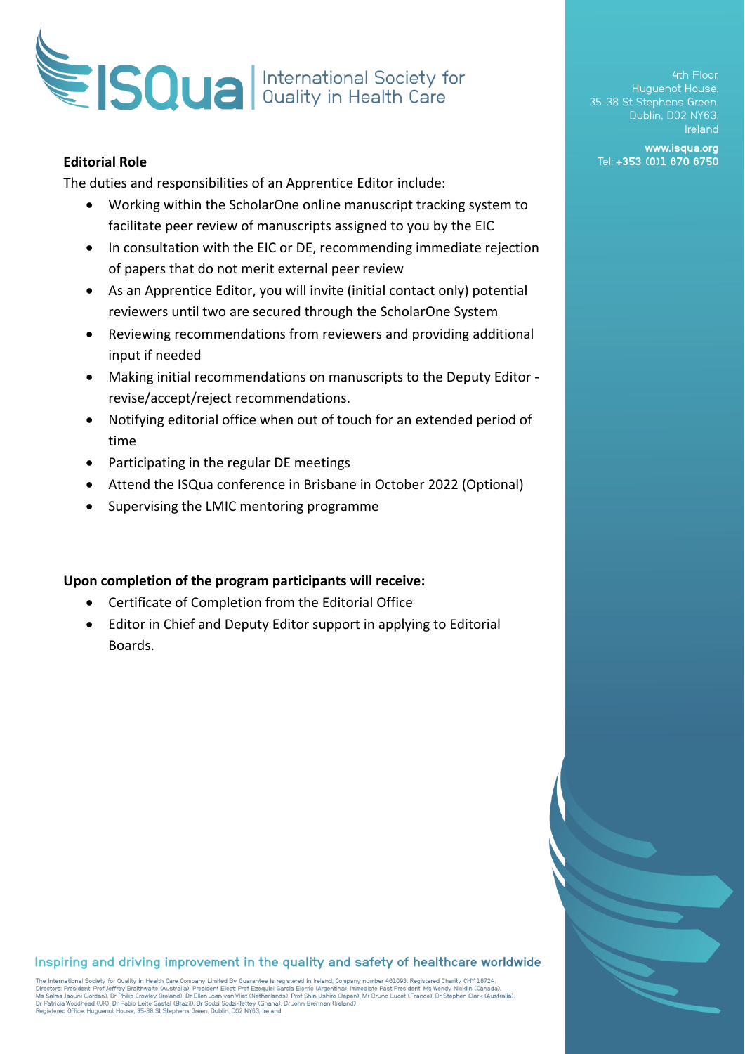**Editorial Role**

The duties and responsibilities of an Apprentice Editor include:

- Working within the ScholarOne online manuscript tracking system to facilitate peer review of manuscripts assigned to you by the EIC
- In consultation with the EIC or DE, recommending immediate rejection of papers that do not merit external peer review
- As an Apprentice Editor, you will invite (initial contact only) potential reviewers until two are secured through the ScholarOne System
- Reviewing recommendations from reviewers and providing additional input if needed
- Making initial recommendations on manuscripts to the Deputy Editor - revise/accept/reject recommendations.
- Notifying editorial office when out of touch for an extended period of time
- Participating in the regular DE meetings
- Attend the ISQua conference in Brisbane in October 2022 (Optional)
- Supervising the LMIC mentoring programme

**Upon completion of the program participants will receive:**

- Certificate of Completion from the Editorial Office
- Editor in Chief and Deputy Editor support in applying to Editorial Boards.